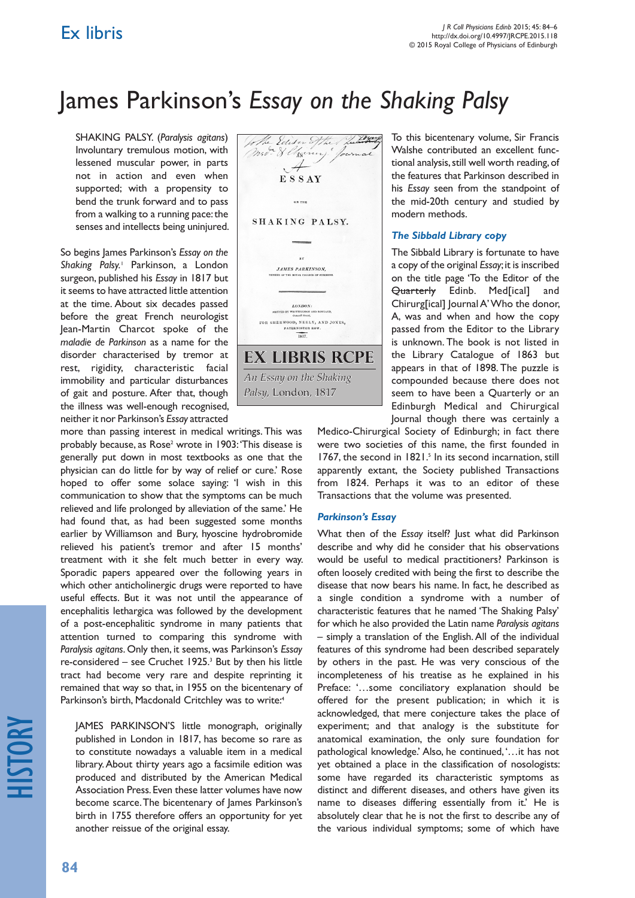# James Parkinson's *Essay on the Shaking Palsy*

SHAKING PALSY. (*Paralysis agitans*) Involuntary tremulous motion, with lessened muscular power, in parts not in action and even when supported; with a propensity to bend the trunk forward and to pass from a walking to a running pace: the senses and intellects being uninjured.

So begins James Parkinson's *Essay on the Shaking Palsy.*[1] Parkinson, a London surgeon, published his *Essay* in 1817 but it seems to have attracted little attention at the time. About six decades passed before the great French neurologist Jean-Martin Charcot spoke of the *maladie de Parkinson* as a name for the disorder characterised by tremor at rest, rigidity, characteristic facial immobility and particular disturbances of gait and posture. After that, though the illness was well-recognised, neither it nor Parkinson's *Essay* attracted more than passing interest in medical writings. This was probably because, as Rose[2] wrote in 1903: 'This disease is generally put down in most textbooks as one that the physician can do little for by way of relief or cure.' Rose hoped to offer some solace saying: 'I wish in this communication to show that the symptoms can be much relieved and life prolonged by alleviation of the same.' He had found that, as had been suggested some months earlier by Williamson and Bury, hyoscine hydrobromide relieved his patient's tremor and after 15 months' treatment with it she felt much better in every way. Sporadic papers appeared over the following years in which other anticholinergic drugs were reported to have useful effects. But it was not until the appearance of encephalitis lethargica was followed by the development of a post-encephalitic syndrome in many patients that attention turned to comparing this syndrome with *Paralysis agitans*. Only then, it seems, was Parkinson's *Essay* re-considered – see Cruchet 1925.[3] But by then his little tract had become very rare and despite reprinting it remained that way so that, in 1955 on the bicentenary of Parkinson's birth, Macdonald Critchley was to write:[4]

> JAMES PARKINSON'S little monograph, originally published in London in 1817, has become so rare as to constitute nowadays a valuable item in a medical library. About thirty years ago a facsimile edition was produced and distributed by the American Medical Association Press. Even these latter volumes have now become scarce. The bicentenary of James Parkinson's birth in 1755 therefore offers an opportunity for yet another reissue of the original essay.

**EX LIBRIS RCPE**

*An Essay on the Shaking Palsy,* London, 1817

To this bicentenary volume, Sir Francis Walshe contributed an excellent functional analysis, still well worth reading, of the features that Parkinson described in his *Essay* seen from the standpoint of the mid-20th century and studied by modern methods.

### The Sibbald Library copy

The Sibbald Library is fortunate to have a copy of the original *Essay*; it is inscribed on the title page 'To the Editor of the ~~Quarterly~~ Edinb. Med[ical] and Chirurg[ical] Journal A' Who the donor, A, was and when and how the copy passed from the Editor to the Library is unknown. The book is not listed in the Library Catalogue of 1863 but appears in that of 1898. The puzzle is compounded because there does not seem to have been a Quarterly or an Edinburgh Medical and Chirurgical Journal though there was certainly a Medico-Chirurgical Society of Edinburgh; in fact there were two societies of this name, the first founded in 1767, the second in 1821.[5] In its second incarnation, still apparently extant, the Society published Transactions from 1824. Perhaps it was to an editor of these Transactions that the volume was presented.

### Parkinson's Essay

What then of the *Essay* itself? Just what did Parkinson describe and why did he consider that his observations would be useful to medical practitioners? Parkinson is often loosely credited with being the first to describe the disease that now bears his name. In fact, he described as a single condition a syndrome with a number of characteristic features that he named 'The Shaking Palsy' for which he also provided the Latin name *Paralysis agitans* – simply a translation of the English. All of the individual features of this syndrome had been described separately by others in the past. He was very conscious of the incompleteness of his treatise as he explained in his Preface: '…some conciliatory explanation should be offered for the present publication; in which it is acknowledged, that mere conjecture takes the place of experiment; and that analogy is the substitute for anatomical examination, the only sure foundation for pathological knowledge.' Also, he continued, '…it has not yet obtained a place in the classification of nosologists: some have regarded its characteristic symptoms as distinct and different diseases, and others have given its name to diseases differing essentially from it.' He is absolutely clear that he is not the first to describe any of the various individual symptoms; some of which have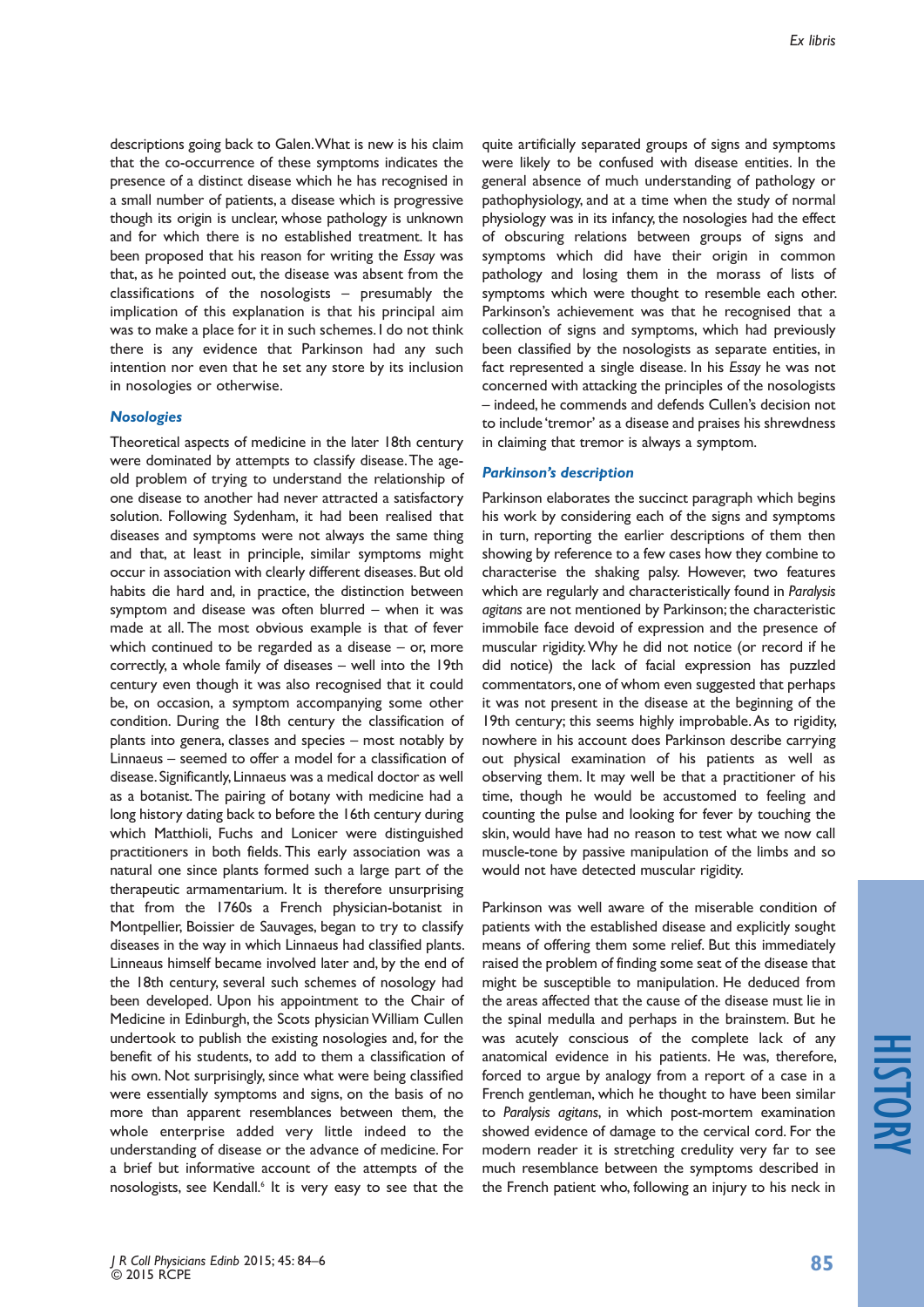descriptions going back to Galen. What is new is his claim that the co-occurrence of these symptoms indicates the presence of a distinct disease which he has recognised in a small number of patients, a disease which is progressive though its origin is unclear, whose pathology is unknown and for which there is no established treatment. It has been proposed that his reason for writing the *Essay* was that, as he pointed out, the disease was absent from the classifications of the nosologists – presumably the implication of this explanation is that his principal aim was to make a place for it in such schemes. I do not think there is any evidence that Parkinson had any such intention nor even that he set any store by its inclusion in nosologies or otherwise.

### *Nosologies*

Theoretical aspects of medicine in the later 18th century were dominated by attempts to classify disease. The age-old problem of trying to understand the relationship of one disease to another had never attracted a satisfactory solution. Following Sydenham, it had been realised that diseases and symptoms were not always the same thing and that, at least in principle, similar symptoms might occur in association with clearly different diseases. But old habits die hard and, in practice, the distinction between symptom and disease was often blurred – when it was made at all. The most obvious example is that of fever which continued to be regarded as a disease – or, more correctly, a whole family of diseases – well into the 19th century even though it was also recognised that it could be, on occasion, a symptom accompanying some other condition. During the 18th century the classification of plants into genera, classes and species – most notably by Linnaeus – seemed to offer a model for a classification of disease. Significantly, Linnaeus was a medical doctor as well as a botanist. The pairing of botany with medicine had a long history dating back to before the 16th century during which Matthioli, Fuchs and Lonicer were distinguished practitioners in both fields. This early association was a natural one since plants formed such a large part of the therapeutic armamentarium. It is therefore unsurprising that from the 1760s a French physician-botanist in Montpellier, Boissier de Sauvages, began to try to classify diseases in the way in which Linnaeus had classified plants. Linneaus himself became involved later and, by the end of the 18th century, several such schemes of nosology had been developed. Upon his appointment to the Chair of Medicine in Edinburgh, the Scots physician William Cullen undertook to publish the existing nosologies and, for the benefit of his students, to add to them a classification of his own. Not surprisingly, since what were being classified were essentially symptoms and signs, on the basis of no more than apparent resemblances between them, the whole enterprise added very little indeed to the understanding of disease or the advance of medicine. For a brief but informative account of the attempts of the nosologists, see Kendall.[6] It is very easy to see that the quite artificially separated groups of signs and symptoms were likely to be confused with disease entities. In the general absence of much understanding of pathology or pathophysiology, and at a time when the study of normal physiology was in its infancy, the nosologies had the effect of obscuring relations between groups of signs and symptoms which did have their origin in common pathology and losing them in the morass of lists of symptoms which were thought to resemble each other. Parkinson's achievement was that he recognised that a collection of signs and symptoms, which had previously been classified by the nosologists as separate entities, in fact represented a single disease. In his *Essay* he was not concerned with attacking the principles of the nosologists – indeed, he commends and defends Cullen's decision not to include 'tremor' as a disease and praises his shrewdness in claiming that tremor is always a symptom.

### *Parkinson's description*

Parkinson elaborates the succinct paragraph which begins his work by considering each of the signs and symptoms in turn, reporting the earlier descriptions of them then showing by reference to a few cases how they combine to characterise the shaking palsy. However, two features which are regularly and characteristically found in *Paralysis agitans* are not mentioned by Parkinson; the characteristic immobile face devoid of expression and the presence of muscular rigidity. Why he did not notice (or record if he did notice) the lack of facial expression has puzzled commentators, one of whom even suggested that perhaps it was not present in the disease at the beginning of the 19th century; this seems highly improbable. As to rigidity, nowhere in his account does Parkinson describe carrying out physical examination of his patients as well as observing them. It may well be that a practitioner of his time, though he would be accustomed to feeling and counting the pulse and looking for fever by touching the skin, would have had no reason to test what we now call muscle-tone by passive manipulation of the limbs and so would not have detected muscular rigidity.

Parkinson was well aware of the miserable condition of patients with the established disease and explicitly sought means of offering them some relief. But this immediately raised the problem of finding some seat of the disease that might be susceptible to manipulation. He deduced from the areas affected that the cause of the disease must lie in the spinal medulla and perhaps in the brainstem. But he was acutely conscious of the complete lack of any anatomical evidence in his patients. He was, therefore, forced to argue by analogy from a report of a case in a French gentleman, which he thought to have been similar to *Paralysis agitans*, in which post-mortem examination showed evidence of damage to the cervical cord. For the modern reader it is stretching credulity very far to see much resemblance between the symptoms described in the French patient who, following an injury to his neck in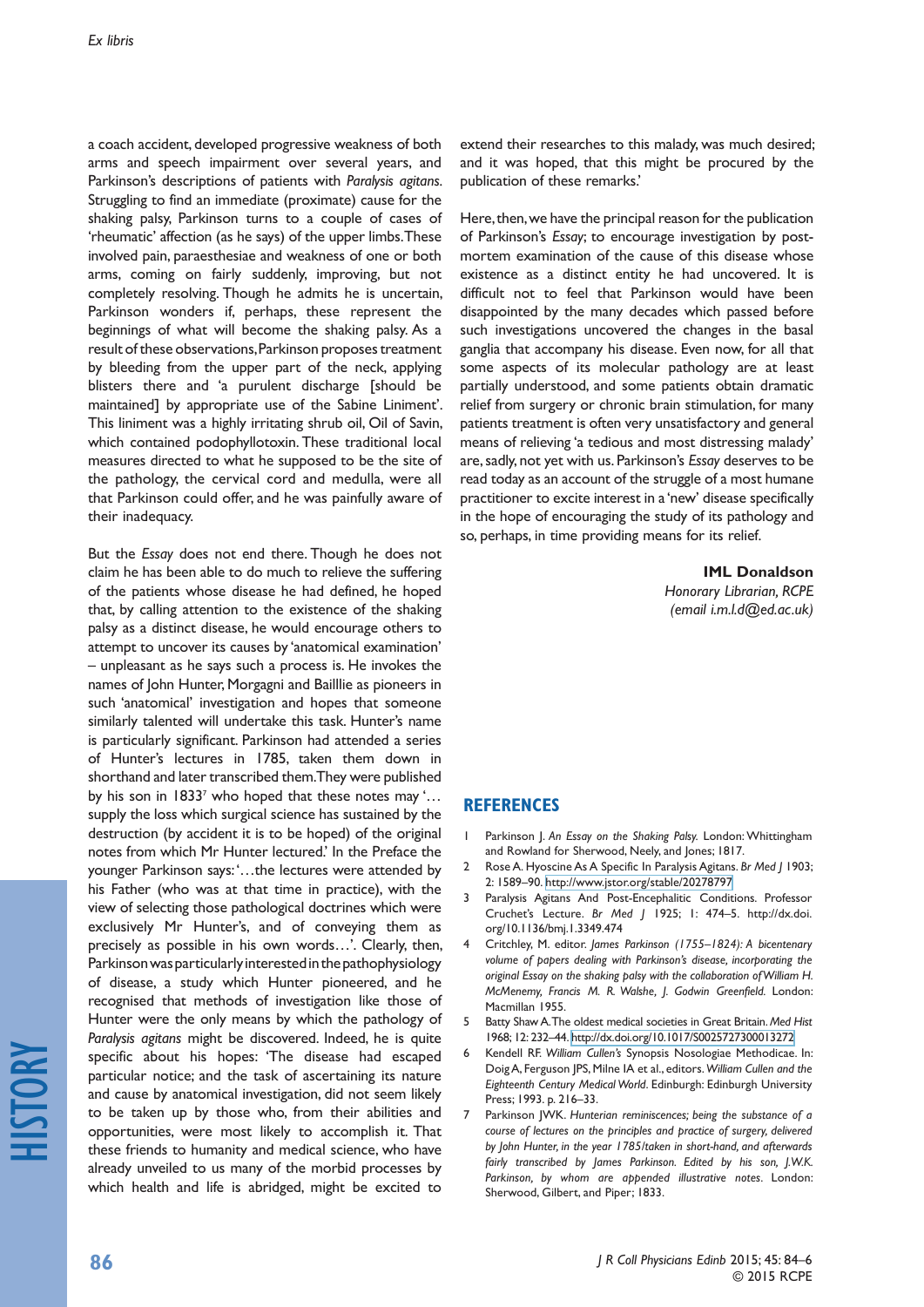a coach accident, developed progressive weakness of both arms and speech impairment over several years, and Parkinson's descriptions of patients with *Paralysis agitans*. Struggling to find an immediate (proximate) cause for the shaking palsy, Parkinson turns to a couple of cases of 'rheumatic' affection (as he says) of the upper limbs. These involved pain, paraesthesiae and weakness of one or both arms, coming on fairly suddenly, improving, but not completely resolving. Though he admits he is uncertain, Parkinson wonders if, perhaps, these represent the beginnings of what will become the shaking palsy. As a result of these observations, Parkinson proposes treatment by bleeding from the upper part of the neck, applying blisters there and 'a purulent discharge [should be maintained] by appropriate use of the Sabine Liniment'. This liniment was a highly irritating shrub oil, Oil of Savin, which contained podophyllotoxin. These traditional local measures directed to what he supposed to be the site of the pathology, the cervical cord and medulla, were all that Parkinson could offer, and he was painfully aware of their inadequacy.

But the *Essay* does not end there. Though he does not claim he has been able to do much to relieve the suffering of the patients whose disease he had defined, he hoped that, by calling attention to the existence of the shaking palsy as a distinct disease, he would encourage others to attempt to uncover its causes by 'anatomical examination' – unpleasant as he says such a process is. He invokes the names of John Hunter, Morgagni and Bailllie as pioneers in such 'anatomical' investigation and hopes that someone similarly talented will undertake this task. Hunter's name is particularly significant. Parkinson had attended a series of Hunter's lectures in 1785, taken them down in shorthand and later transcribed them. They were published by his son in 1833[7] who hoped that these notes may '… supply the loss which surgical science has sustained by the destruction (by accident it is to be hoped) of the original notes from which Mr Hunter lectured.' In the Preface the younger Parkinson says: '…the lectures were attended by his Father (who was at that time in practice), with the view of selecting those pathological doctrines which were exclusively Mr Hunter's, and of conveying them as precisely as possible in his own words…'. Clearly, then, Parkinson was particularly interested in the pathophysiology of disease, a study which Hunter pioneered, and he recognised that methods of investigation like those of Hunter were the only means by which the pathology of *Paralysis agitans* might be discovered. Indeed, he is quite specific about his hopes: 'The disease had escaped particular notice; and the task of ascertaining its nature and cause by anatomical investigation, did not seem likely to be taken up by those who, from their abilities and opportunities, were most likely to accomplish it. That these friends to humanity and medical science, who have already unveiled to us many of the morbid processes by which health and life is abridged, might be excited to extend their researches to this malady, was much desired; and it was hoped, that this might be procured by the publication of these remarks.'

Here, then, we have the principal reason for the publication of Parkinson's *Essay*; to encourage investigation by post-mortem examination of the cause of this disease whose existence as a distinct entity he had uncovered. It is difficult not to feel that Parkinson would have been disappointed by the many decades which passed before such investigations uncovered the changes in the basal ganglia that accompany his disease. Even now, for all that some aspects of its molecular pathology are at least partially understood, and some patients obtain dramatic relief from surgery or chronic brain stimulation, for many patients treatment is often very unsatisfactory and general means of relieving 'a tedious and most distressing malady' are, sadly, not yet with us. Parkinson's *Essay* deserves to be read today as an account of the struggle of a most humane practitioner to excite interest in a 'new' disease specifically in the hope of encouraging the study of its pathology and so, perhaps, in time providing means for its relief.

**IML Donaldson**
*Honorary Librarian, RCPE*
*(email i.m.l.d@ed.ac.uk)*

## REFERENCES

1. Parkinson J. *An Essay on the Shaking Palsy.* London: Whittingham and Rowland for Sherwood, Neely, and Jones; 1817.
2. Rose A. Hyoscine As A Specific In Paralysis Agitans. *Br Med J* 1903; 2: 1589–90. http://www.jstor.org/stable/20278797
3. Paralysis Agitans And Post-Encephalitic Conditions. Professor Cruchet's Lecture. *Br Med J* 1925; 1: 474–5. http://dx.doi.org/10.1136/bmj.1.3349.474
4. Critchley, M. editor. *James Parkinson (1755–1824): A bicentenary volume of papers dealing with Parkinson's disease, incorporating the original Essay on the shaking palsy with the collaboration of William H. McMenemy, Francis M. R. Walshe, J. Godwin Greenfield.* London: Macmillan 1955.
5. Batty Shaw A. The oldest medical societies in Great Britain. *Med Hist* 1968; 12: 232–44. http://dx.doi.org/10.1017/S0025727300013272
6. Kendell RF. *William Cullen's* Synopsis Nosologiae Methodicae. In: Doig A, Ferguson JPS, Milne IA et al., editors. *William Cullen and the Eighteenth Century Medical World.* Edinburgh: Edinburgh University Press; 1993. p. 216–33.
7. Parkinson JWK. *Hunterian reminiscences; being the substance of a course of lectures on the principles and practice of surgery, delivered by John Hunter, in the year 1785/taken in short-hand, and afterwards fairly transcribed by James Parkinson. Edited by his son, J.W.K. Parkinson, by whom are appended illustrative notes.* London: Sherwood, Gilbert, and Piper; 1833.